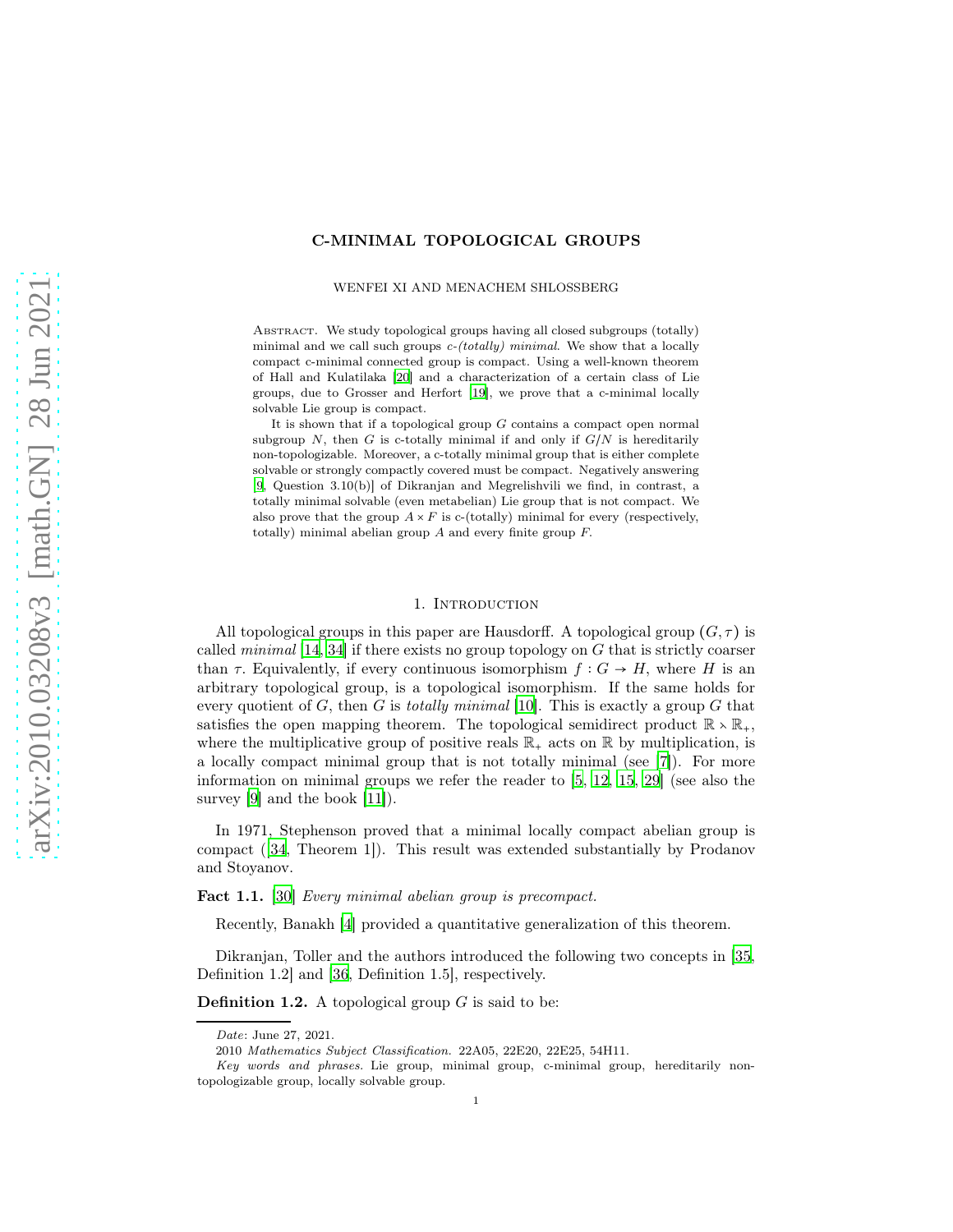# C-MINIMAL TOPOLOGICAL GROUPS

WENFEI XI AND MENACHEM SHLOSSBERG

Abstract. We study topological groups having all closed subgroups (totally) minimal and we call such groups *c-(totally) minimal*. We show that a locally compact c-minimal connected group is compact. Using a well-known theorem of Hall and Kulatilaka [20] and a characterization of a certain class of Lie groups, due to Grosser and Herfort [19], we prove that a c-minimal locally solvable Lie group is compact.

It is shown that if a topological group $G$ contains a compact open normal subgroup $N$, then $G$ is c-totally minimal if and only if $G/N$ is hereditarily non-topologizable. Moreover, a c-totally minimal group that is either complete solvable or strongly compactly covered must be compact. Negatively answering [9, Question 3.10(b)] of Dikranjan and Megrelishvili we find, in contrast, a totally minimal solvable (even metabelian) Lie group that is not compact. We also prove that the group $A \times F$ is c-(totally) minimal for every (respectively, totally) minimal abelian group $A$ and every finite group $F$.

## 1. Introduction

All topological groups in this paper are Hausdorff. A topological group $(G, \tau)$ is called *minimal* [14, 34] if there exists no group topology on $G$ that is strictly coarser than $\tau$. Equivalently, if every continuous isomorphism $f : G \to H$, where $H$ is an arbitrary topological group, is a topological isomorphism. If the same holds for every quotient of $G$, then $G$ is *totally minimal* [10]. This is exactly a group $G$ that satisfies the open mapping theorem. The topological semidirect product $\mathbb{R} \rtimes \mathbb{R}_+$, where the multiplicative group of positive reals $\mathbb{R}_+$ acts on $\mathbb{R}$ by multiplication, is a locally compact minimal group that is not totally minimal (see [7]). For more information on minimal groups we refer the reader to [5, 12, 15, 29] (see also the survey [9] and the book [11]).

In 1971, Stephenson proved that a minimal locally compact abelian group is compact ([34, Theorem 1]). This result was extended substantially by Prodanov and Stoyanov.

**Fact 1.1.** [30] *Every minimal abelian group is precompact.*

Recently, Banakh [4] provided a quantitative generalization of this theorem.

Dikranjan, Toller and the authors introduced the following two concepts in [35, Definition 1.2] and [36, Definition 1.5], respectively.

**Definition 1.2.** A topological group $G$ is said to be:

---

*Date*: June 27, 2021.

2010 *Mathematics Subject Classification.* 22A05, 22E20, 22E25, 54H11.

*Key words and phrases.* Lie group, minimal group, c-minimal group, hereditarily non-topologizable group, locally solvable group.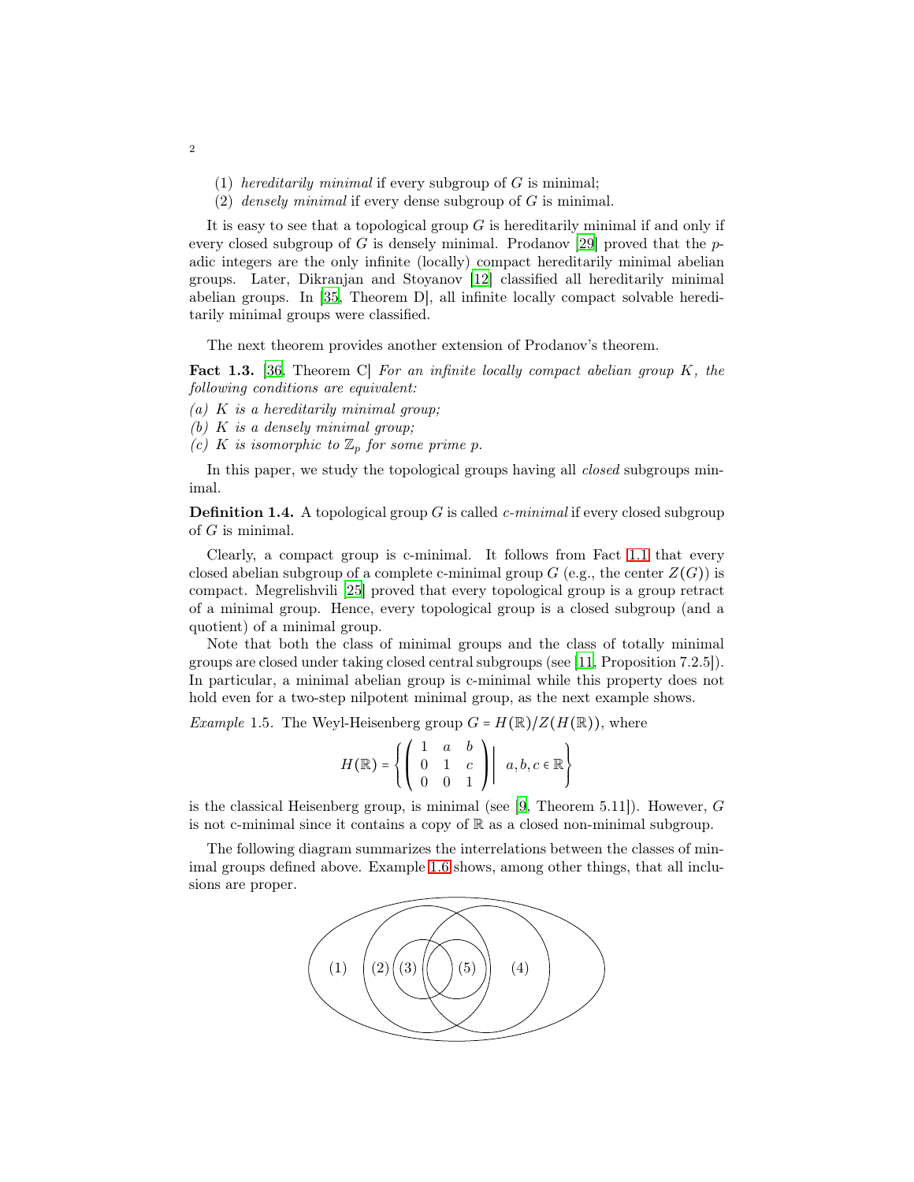(1) *hereditarily minimal* if every subgroup of $G$ is minimal;
(2) *densely minimal* if every dense subgroup of $G$ is minimal.

It is easy to see that a topological group $G$ is hereditarily minimal if and only if every closed subgroup of $G$ is densely minimal. Prodanov [29] proved that the $p$-adic integers are the only infinite (locally) compact hereditarily minimal abelian groups. Later, Dikranjan and Stoyanov [12] classified all hereditarily minimal abelian groups. In [35, Theorem D], all infinite locally compact solvable hereditarily minimal groups were classified.

The next theorem provides another extension of Prodanov's theorem.

**Fact 1.3.** [36, Theorem C] *For an infinite locally compact abelian group $K$, the following conditions are equivalent:*

*(a) $K$ is a hereditarily minimal group;*
*(b) $K$ is a densely minimal group;*
*(c) $K$ is isomorphic to $\mathbb{Z}_p$ for some prime $p$.*

In this paper, we study the topological groups having all *closed* subgroups minimal.

**Definition 1.4.** A topological group $G$ is called *c-minimal* if every closed subgroup of $G$ is minimal.

Clearly, a compact group is c-minimal. It follows from Fact 1.1 that every closed abelian subgroup of a complete c-minimal group $G$ (e.g., the center $Z(G)$) is compact. Megrelishvili [25] proved that every topological group is a group retract of a minimal group. Hence, every topological group is a closed subgroup (and a quotient) of a minimal group.

Note that both the class of minimal groups and the class of totally minimal groups are closed under taking closed central subgroups (see [11, Proposition 7.2.5]). In particular, a minimal abelian group is c-minimal while this property does not hold even for a two-step nilpotent minimal group, as the next example shows.

*Example* 1.5. The Weyl-Heisenberg group $G = H(\mathbb{R})/Z(H(\mathbb{R}))$, where

$$H(\mathbb{R}) = \left\{ \begin{pmatrix} 1 & a & b \\ 0 & 1 & c \\ 0 & 0 & 1 \end{pmatrix} \middle| \ a, b, c \in \mathbb{R} \right\}$$

is the classical Heisenberg group, is minimal (see [9, Theorem 5.11]). However, $G$ is not c-minimal since it contains a copy of $\mathbb{R}$ as a closed non-minimal subgroup.

The following diagram summarizes the interrelations between the classes of minimal groups defined above. Example 1.6 shows, among other things, that all inclusions are proper.

(1) (2) (3) (5) (4)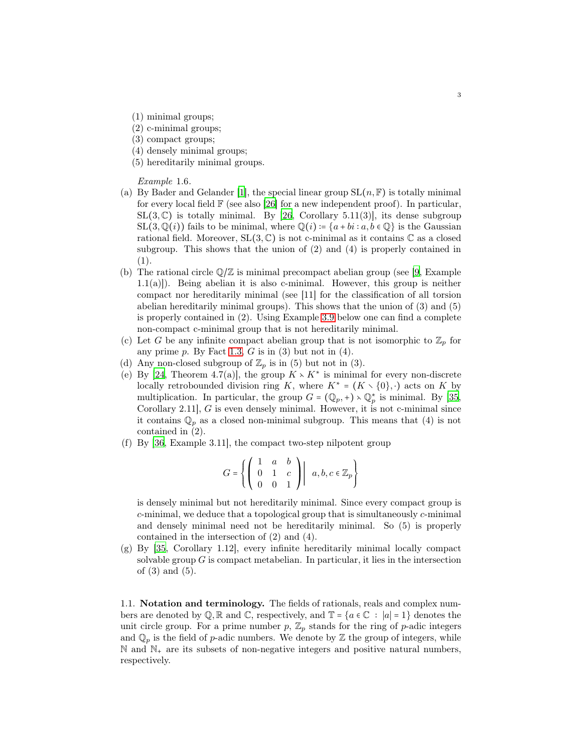(1) minimal groups;
(2) c-minimal groups;
(3) compact groups;
(4) densely minimal groups;
(5) hereditarily minimal groups.

*Example* 1.6.

(a) By Bader and Gelander [1], the special linear group $\mathrm{SL}(n, \mathbb{F})$ is totally minimal for every local field $\mathbb{F}$ (see also [26] for a new independent proof). In particular, $\mathrm{SL}(3, \mathbb{C})$ is totally minimal. By [26, Corollary 5.11(3)], its dense subgroup $\mathrm{SL}(3, \mathbb{Q}(i))$ fails to be minimal, where $\mathbb{Q}(i) := \{a + bi : a, b \in \mathbb{Q}\}$ is the Gaussian rational field. Moreover, $\mathrm{SL}(3, \mathbb{C})$ is not c-minimal as it contains $\mathbb{C}$ as a closed subgroup. This shows that the union of (2) and (4) is properly contained in (1).
(b) The rational circle $\mathbb{Q}/\mathbb{Z}$ is minimal precompact abelian group (see [9, Example 1.1(a)]). Being abelian it is also c-minimal. However, this group is neither compact nor hereditarily minimal (see [11] for the classification of all torsion abelian hereditarily minimal groups). This shows that the union of (3) and (5) is properly contained in (2). Using Example 3.9 below one can find a complete non-compact c-minimal group that is not hereditarily minimal.
(c) Let $G$ be any infinite compact abelian group that is not isomorphic to $\mathbb{Z}_p$ for any prime $p$. By Fact 1.3, $G$ is in (3) but not in (4).
(d) Any non-closed subgroup of $\mathbb{Z}_p$ is in (5) but not in (3).
(e) By [24, Theorem 4.7(a)], the group $K \rtimes K^*$ is minimal for every non-discrete locally retrobounded division ring $K$, where $K^* = (K \setminus \{0\}, \cdot)$ acts on $K$ by multiplication. In particular, the group $G = (\mathbb{Q}_p, +) \rtimes \mathbb{Q}_p^*$ is minimal. By [35, Corollary 2.11], $G$ is even densely minimal. However, it is not c-minimal since it contains $\mathbb{Q}_p$ as a closed non-minimal subgroup. This means that (4) is not contained in (2).
(f) By [36, Example 3.11], the compact two-step nilpotent group

$$G = \left\{ \left( \begin{array}{ccc} 1 & a & b \\ 0 & 1 & c \\ 0 & 0 & 1 \end{array} \right) \middle| \ a, b, c \in \mathbb{Z}_p \right\}$$

is densely minimal but not hereditarily minimal. Since every compact group is $c$-minimal, we deduce that a topological group that is simultaneously $c$-minimal and densely minimal need not be hereditarily minimal. So (5) is properly contained in the intersection of (2) and (4).
(g) By [35, Corollary 1.12], every infinite hereditarily minimal locally compact solvable group $G$ is compact metabelian. In particular, it lies in the intersection of (3) and (5).

### 1.1. Notation and terminology.

The fields of rationals, reals and complex numbers are denoted by $\mathbb{Q}, \mathbb{R}$ and $\mathbb{C}$, respectively, and $\mathbb{T} = \{a \in \mathbb{C} : |a| = 1\}$ denotes the unit circle group. For a prime number $p$, $\mathbb{Z}_p$ stands for the ring of $p$-adic integers and $\mathbb{Q}_p$ is the field of $p$-adic numbers. We denote by $\mathbb{Z}$ the group of integers, while $\mathbb{N}$ and $\mathbb{N}_+$ are its subsets of non-negative integers and positive natural numbers, respectively.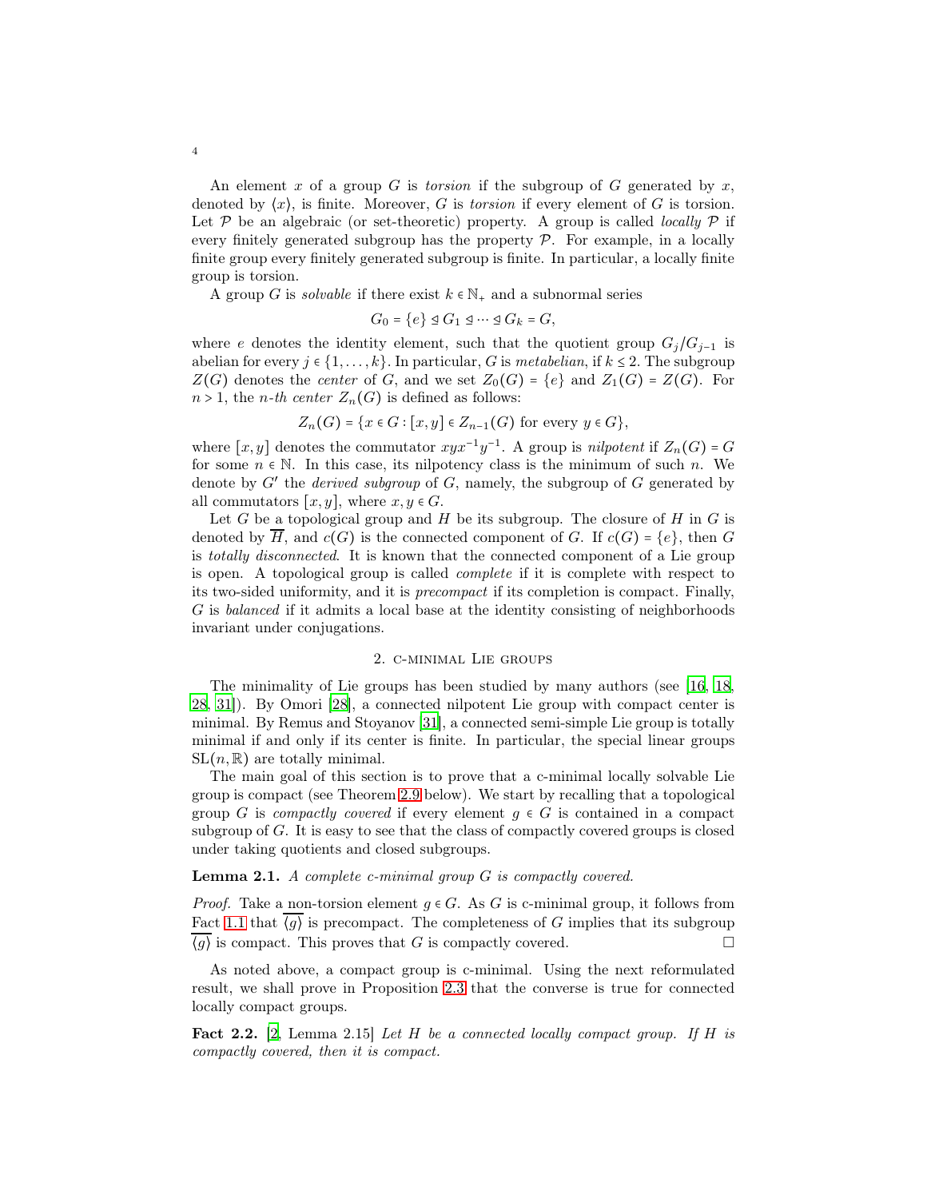An element $x$ of a group $G$ is *torsion* if the subgroup of $G$ generated by $x$, denoted by $\langle x\rangle$, is finite. Moreover, $G$ is *torsion* if every element of $G$ is torsion. Let $\mathcal{P}$ be an algebraic (or set-theoretic) property. A group is called *locally* $\mathcal{P}$ if every finitely generated subgroup has the property $\mathcal{P}$. For example, in a locally finite group every finitely generated subgroup is finite. In particular, a locally finite group is torsion.

A group $G$ is *solvable* if there exist $k \in \mathbb{N}_+$ and a subnormal series

$$G_0 = \{e\} \trianglelefteq G_1 \trianglelefteq \cdots \trianglelefteq G_k = G,$$

where $e$ denotes the identity element, such that the quotient group $G_j/G_{j-1}$ is abelian for every $j \in \{1,\ldots,k\}$. In particular, $G$ is *metabelian*, if $k \leq 2$. The subgroup $Z(G)$ denotes the *center* of $G$, and we set $Z_0(G) = \{e\}$ and $Z_1(G) = Z(G)$. For $n > 1$, the *n-th center* $Z_n(G)$ is defined as follows:

$$Z_n(G) = \{x \in G : [x,y] \in Z_{n-1}(G) \text{ for every } y \in G\},$$

where $[x,y]$ denotes the commutator $xyx^{-1}y^{-1}$. A group is *nilpotent* if $Z_n(G) = G$ for some $n \in \mathbb{N}$. In this case, its nilpotency class is the minimum of such $n$. We denote by $G'$ the *derived subgroup* of $G$, namely, the subgroup of $G$ generated by all commutators $[x,y]$, where $x, y \in G$.

Let $G$ be a topological group and $H$ be its subgroup. The closure of $H$ in $G$ is denoted by $\overline{H}$, and $c(G)$ is the connected component of $G$. If $c(G) = \{e\}$, then $G$ is *totally disconnected*. It is known that the connected component of a Lie group is open. A topological group is called *complete* if it is complete with respect to its two-sided uniformity, and it is *precompact* if its completion is compact. Finally, $G$ is *balanced* if it admits a local base at the identity consisting of neighborhoods invariant under conjugations.

## 2. c-minimal Lie groups

The minimality of Lie groups has been studied by many authors (see [16, 18, 28, 31]). By Omori [28], a connected nilpotent Lie group with compact center is minimal. By Remus and Stoyanov [31], a connected semi-simple Lie group is totally minimal if and only if its center is finite. In particular, the special linear groups $\mathrm{SL}(n,\mathbb{R})$ are totally minimal.

The main goal of this section is to prove that a c-minimal locally solvable Lie group is compact (see Theorem 2.9 below). We start by recalling that a topological group $G$ is *compactly covered* if every element $g \in G$ is contained in a compact subgroup of $G$. It is easy to see that the class of compactly covered groups is closed under taking quotients and closed subgroups.

**Lemma 2.1.** *A complete c-minimal group $G$ is compactly covered.*

*Proof.* Take a non-torsion element $g \in G$. As $G$ is c-minimal group, it follows from Fact 1.1 that $\overline{\langle g\rangle}$ is precompact. The completeness of $G$ implies that its subgroup $\overline{\langle g\rangle}$ is compact. This proves that $G$ is compactly covered. □

As noted above, a compact group is c-minimal. Using the next reformulated result, we shall prove in Proposition 2.3 that the converse is true for connected locally compact groups.

**Fact 2.2.** [2, Lemma 2.15] *Let $H$ be a connected locally compact group. If $H$ is compactly covered, then it is compact.*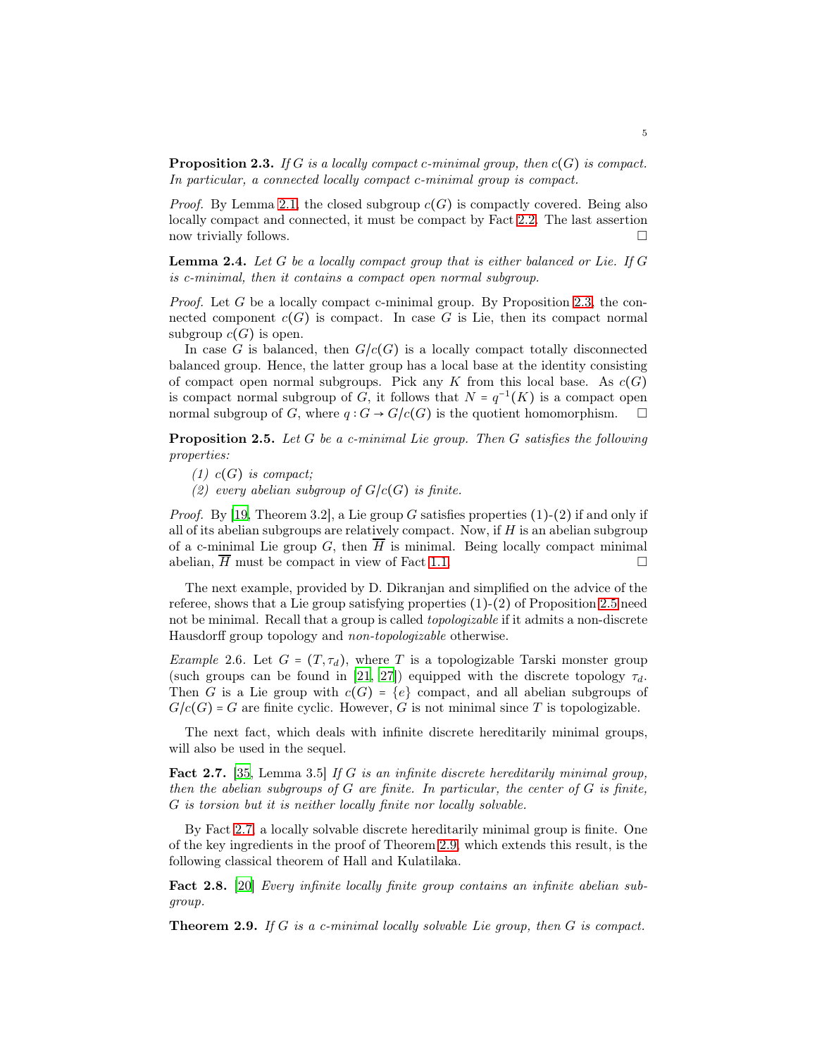**Proposition 2.3.** *If $G$ is a locally compact c-minimal group, then $c(G)$ is compact. In particular, a connected locally compact c-minimal group is compact.*

*Proof.* By Lemma 2.1, the closed subgroup $c(G)$ is compactly covered. Being also locally compact and connected, it must be compact by Fact 2.2. The last assertion now trivially follows. □

**Lemma 2.4.** *Let $G$ be a locally compact group that is either balanced or Lie. If $G$ is c-minimal, then it contains a compact open normal subgroup.*

*Proof.* Let $G$ be a locally compact c-minimal group. By Proposition 2.3, the connected component $c(G)$ is compact. In case $G$ is Lie, then its compact normal subgroup $c(G)$ is open.

In case $G$ is balanced, then $G/c(G)$ is a locally compact totally disconnected balanced group. Hence, the latter group has a local base at the identity consisting of compact open normal subgroups. Pick any $K$ from this local base. As $c(G)$ is compact normal subgroup of $G$, it follows that $N = q^{-1}(K)$ is a compact open normal subgroup of $G$, where $q : G \to G/c(G)$ is the quotient homomorphism. □

**Proposition 2.5.** *Let $G$ be a c-minimal Lie group. Then $G$ satisfies the following properties:*

*(1) $c(G)$ is compact;*

*(2) every abelian subgroup of $G/c(G)$ is finite.*

*Proof.* By [19, Theorem 3.2], a Lie group $G$ satisfies properties (1)-(2) if and only if all of its abelian subgroups are relatively compact. Now, if $H$ is an abelian subgroup of a c-minimal Lie group $G$, then $\overline{H}$ is minimal. Being locally compact minimal abelian, $\overline{H}$ must be compact in view of Fact 1.1. □

The next example, provided by D. Dikranjan and simplified on the advice of the referee, shows that a Lie group satisfying properties (1)-(2) of Proposition 2.5 need not be minimal. Recall that a group is called *topologizable* if it admits a non-discrete Hausdorff group topology and *non-topologizable* otherwise.

*Example* 2.6. Let $G = (T, \tau_d)$, where $T$ is a topologizable Tarski monster group (such groups can be found in [21, 27]) equipped with the discrete topology $\tau_d$. Then $G$ is a Lie group with $c(G) = \{e\}$ compact, and all abelian subgroups of $G/c(G) = G$ are finite cyclic. However, $G$ is not minimal since $T$ is topologizable.

The next fact, which deals with infinite discrete hereditarily minimal groups, will also be used in the sequel.

**Fact 2.7.** [35, Lemma 3.5] *If $G$ is an infinite discrete hereditarily minimal group, then the abelian subgroups of $G$ are finite. In particular, the center of $G$ is finite, $G$ is torsion but it is neither locally finite nor locally solvable.*

By Fact 2.7, a locally solvable discrete hereditarily minimal group is finite. One of the key ingredients in the proof of Theorem 2.9, which extends this result, is the following classical theorem of Hall and Kulatilaka.

**Fact 2.8.** [20] *Every infinite locally finite group contains an infinite abelian subgroup.*

**Theorem 2.9.** *If $G$ is a c-minimal locally solvable Lie group, then $G$ is compact.*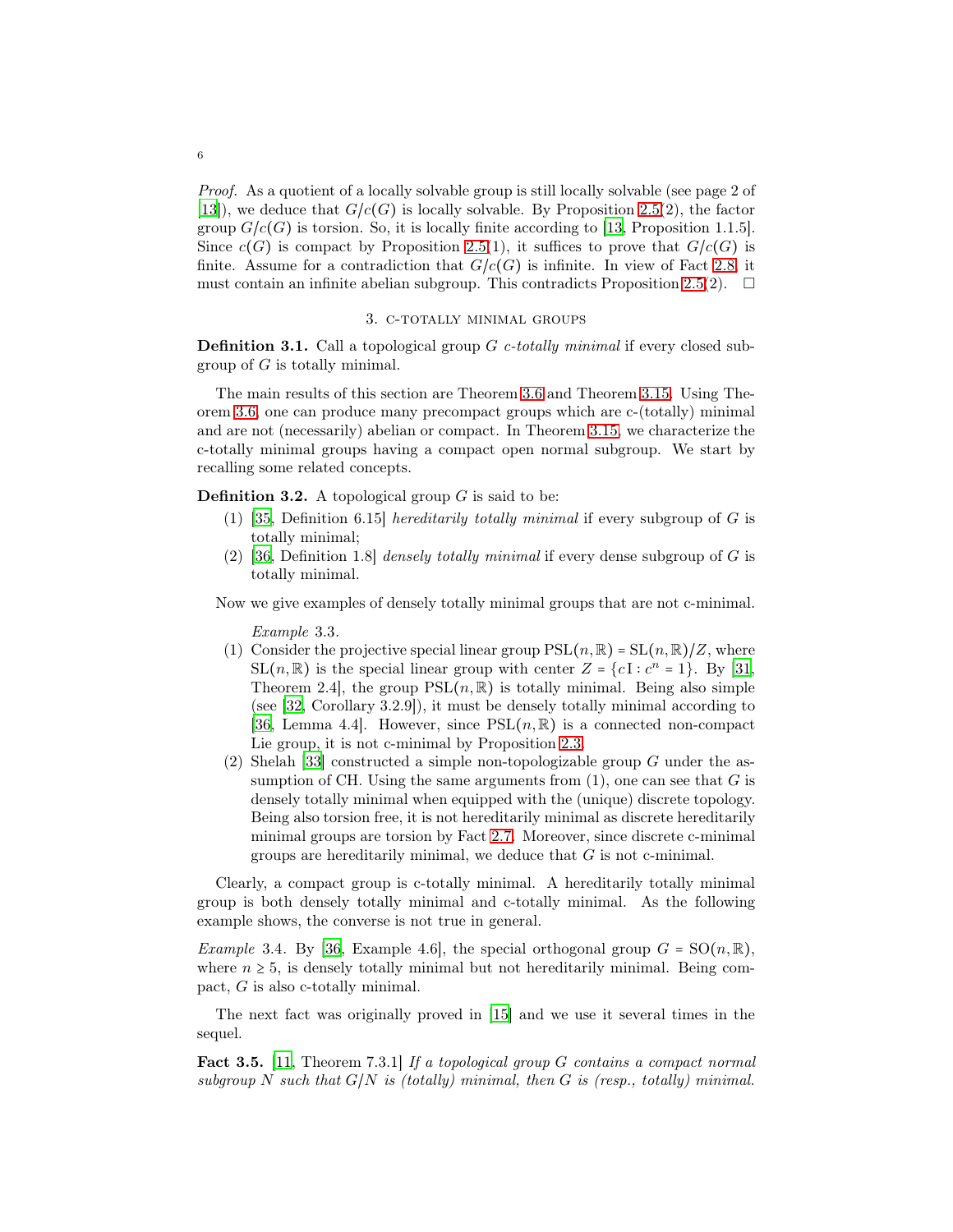*Proof.* As a quotient of a locally solvable group is still locally solvable (see page 2 of [13]), we deduce that $G/c(G)$ is locally solvable. By Proposition 2.5(2), the factor group $G/c(G)$ is torsion. So, it is locally finite according to [13, Proposition 1.1.5]. Since $c(G)$ is compact by Proposition 2.5(1), it suffices to prove that $G/c(G)$ is finite. Assume for a contradiction that $G/c(G)$ is infinite. In view of Fact 2.8, it must contain an infinite abelian subgroup. This contradicts Proposition 2.5(2). □

## 3. c-totally minimal groups

**Definition 3.1.** Call a topological group $G$ *c-totally minimal* if every closed subgroup of $G$ is totally minimal.

The main results of this section are Theorem 3.6 and Theorem 3.15. Using Theorem 3.6, one can produce many precompact groups which are c-(totally) minimal and are not (necessarily) abelian or compact. In Theorem 3.15, we characterize the c-totally minimal groups having a compact open normal subgroup. We start by recalling some related concepts.

**Definition 3.2.** A topological group $G$ is said to be:

(1) [35, Definition 6.15] *hereditarily totally minimal* if every subgroup of $G$ is totally minimal;
(2) [36, Definition 1.8] *densely totally minimal* if every dense subgroup of $G$ is totally minimal.

Now we give examples of densely totally minimal groups that are not c-minimal.

*Example* 3.3.

(1) Consider the projective special linear group $\mathrm{PSL}(n,\mathbb{R}) = \mathrm{SL}(n,\mathbb{R})/Z$, where $\mathrm{SL}(n,\mathbb{R})$ is the special linear group with center $Z = \{c\,\mathrm{I} : c^n = 1\}$. By [31, Theorem 2.4], the group $\mathrm{PSL}(n,\mathbb{R})$ is totally minimal. Being also simple (see [32, Corollary 3.2.9]), it must be densely totally minimal according to [36, Lemma 4.4]. However, since $\mathrm{PSL}(n,\mathbb{R})$ is a connected non-compact Lie group, it is not c-minimal by Proposition 2.3.
(2) Shelah [33] constructed a simple non-topologizable group $G$ under the assumption of CH. Using the same arguments from (1), one can see that $G$ is densely totally minimal when equipped with the (unique) discrete topology. Being also torsion free, it is not hereditarily minimal as discrete hereditarily minimal groups are torsion by Fact 2.7. Moreover, since discrete c-minimal groups are hereditarily minimal, we deduce that $G$ is not c-minimal.

Clearly, a compact group is c-totally minimal. A hereditarily totally minimal group is both densely totally minimal and c-totally minimal. As the following example shows, the converse is not true in general.

*Example* 3.4. By [36, Example 4.6], the special orthogonal group $G = \mathrm{SO}(n,\mathbb{R})$, where $n \geq 5$, is densely totally minimal but not hereditarily minimal. Being compact, $G$ is also c-totally minimal.

The next fact was originally proved in [15] and we use it several times in the sequel.

**Fact 3.5.** [11, Theorem 7.3.1] *If a topological group $G$ contains a compact normal subgroup $N$ such that $G/N$ is (totally) minimal, then $G$ is (resp., totally) minimal.*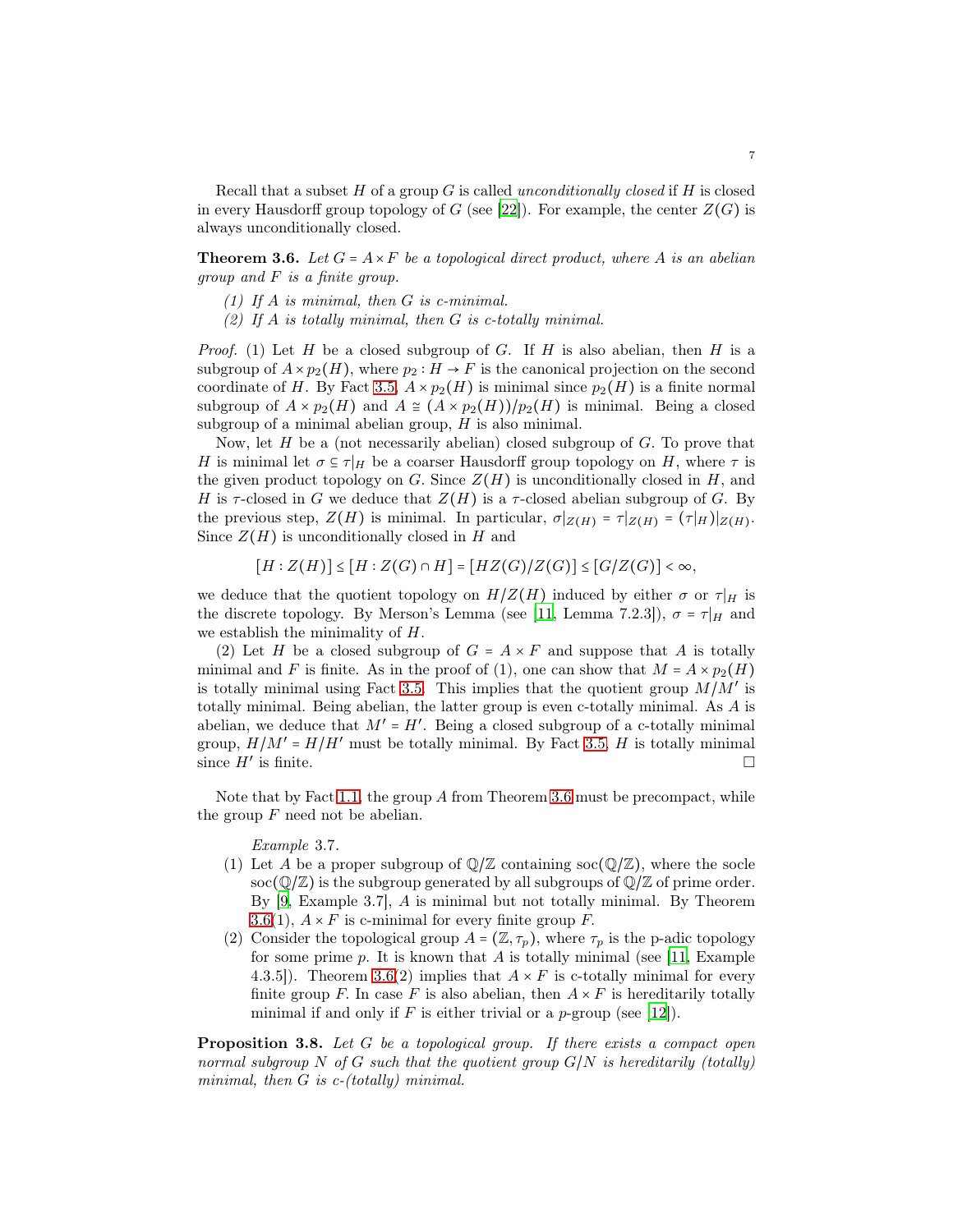Recall that a subset $H$ of a group $G$ is called *unconditionally closed* if $H$ is closed in every Hausdorff group topology of $G$ (see [22]). For example, the center $Z(G)$ is always unconditionally closed.

**Theorem 3.6.** *Let $G = A \times F$ be a topological direct product, where $A$ is an abelian group and $F$ is a finite group.*

*(1) If $A$ is minimal, then $G$ is c-minimal.*
*(2) If $A$ is totally minimal, then $G$ is c-totally minimal.*

*Proof.* (1) Let $H$ be a closed subgroup of $G$. If $H$ is also abelian, then $H$ is a subgroup of $A \times p_2(H)$, where $p_2 : H \to F$ is the canonical projection on the second coordinate of $H$. By Fact 3.5, $A \times p_2(H)$ is minimal since $p_2(H)$ is a finite normal subgroup of $A \times p_2(H)$ and $A \cong (A \times p_2(H))/p_2(H)$ is minimal. Being a closed subgroup of a minimal abelian group, $H$ is also minimal.

Now, let $H$ be a (not necessarily abelian) closed subgroup of $G$. To prove that $H$ is minimal let $\sigma \subseteq \tau|_H$ be a coarser Hausdorff group topology on $H$, where $\tau$ is the given product topology on $G$. Since $Z(H)$ is unconditionally closed in $H$, and $H$ is $\tau$-closed in $G$ we deduce that $Z(H)$ is a $\tau$-closed abelian subgroup of $G$. By the previous step, $Z(H)$ is minimal. In particular, $\sigma|_{Z(H)} = \tau|_{Z(H)} = (\tau|_H)|_{Z(H)}$. Since $Z(H)$ is unconditionally closed in $H$ and

$$[H : Z(H)] \leq [H : Z(G) \cap H] = [HZ(G)/Z(G)] \leq [G/Z(G)] < \infty,$$

we deduce that the quotient topology on $H/Z(H)$ induced by either $\sigma$ or $\tau|_H$ is the discrete topology. By Merson's Lemma (see [11, Lemma 7.2.3]), $\sigma = \tau|_H$ and we establish the minimality of $H$.

(2) Let $H$ be a closed subgroup of $G = A \times F$ and suppose that $A$ is totally minimal and $F$ is finite. As in the proof of (1), one can show that $M = A \times p_2(H)$ is totally minimal using Fact 3.5. This implies that the quotient group $M/M'$ is totally minimal. Being abelian, the latter group is even c-totally minimal. As $A$ is abelian, we deduce that $M' = H'$. Being a closed subgroup of a c-totally minimal group, $H/M' = H/H'$ must be totally minimal. By Fact 3.5, $H$ is totally minimal since $H'$ is finite. □

Note that by Fact 1.1, the group $A$ from Theorem 3.6 must be precompact, while the group $F$ need not be abelian.

*Example* 3.7.

(1) Let $A$ be a proper subgroup of $\mathbb{Q}/\mathbb{Z}$ containing $\text{soc}(\mathbb{Q}/\mathbb{Z})$, where the socle $\text{soc}(\mathbb{Q}/\mathbb{Z})$ is the subgroup generated by all subgroups of $\mathbb{Q}/\mathbb{Z}$ of prime order. By [9, Example 3.7], $A$ is minimal but not totally minimal. By Theorem 3.6(1), $A \times F$ is c-minimal for every finite group $F$.
(2) Consider the topological group $A = (\mathbb{Z}, \tau_p)$, where $\tau_p$ is the p-adic topology for some prime $p$. It is known that $A$ is totally minimal (see [11, Example 4.3.5]). Theorem 3.6(2) implies that $A \times F$ is c-totally minimal for every finite group $F$. In case $F$ is also abelian, then $A \times F$ is hereditarily totally minimal if and only if $F$ is either trivial or a $p$-group (see [12]).

**Proposition 3.8.** *Let $G$ be a topological group. If there exists a compact open normal subgroup $N$ of $G$ such that the quotient group $G/N$ is hereditarily (totally) minimal, then $G$ is c-(totally) minimal.*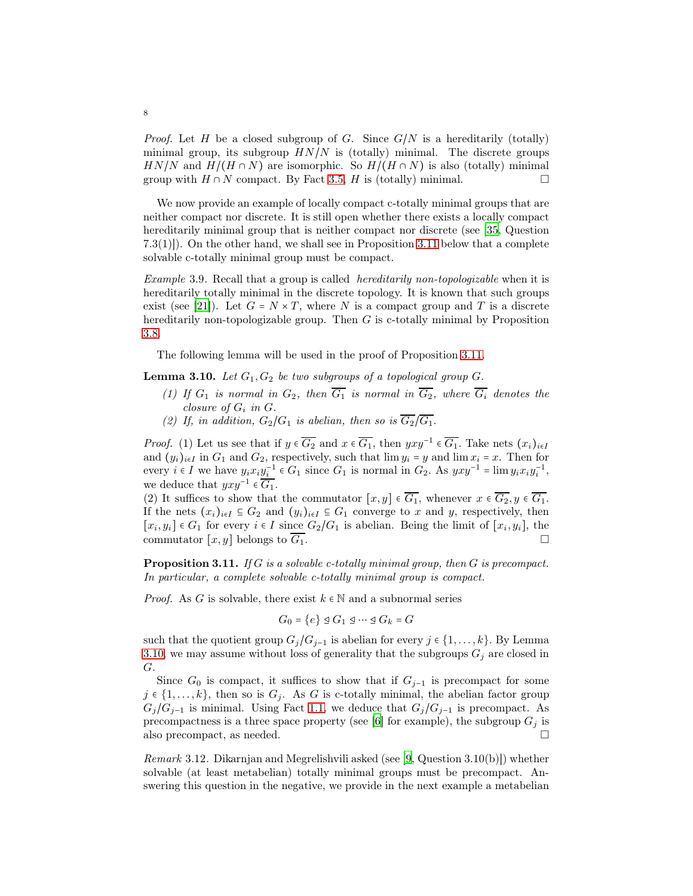*Proof.* Let $H$ be a closed subgroup of $G$. Since $G/N$ is a hereditarily (totally) minimal group, its subgroup $HN/N$ is (totally) minimal. The discrete groups $HN/N$ and $H/(H \cap N)$ are isomorphic. So $H/(H \cap N)$ is also (totally) minimal group with $H \cap N$ compact. By Fact 3.5, $H$ is (totally) minimal. □

We now provide an example of locally compact c-totally minimal groups that are neither compact nor discrete. It is still open whether there exists a locally compact hereditarily minimal group that is neither compact nor discrete (see [35, Question 7.3(1)]). On the other hand, we shall see in Proposition 3.11 below that a complete solvable c-totally minimal group must be compact.

*Example* 3.9. Recall that a group is called *hereditarily non-topologizable* when it is hereditarily totally minimal in the discrete topology. It is known that such groups exist (see [21]). Let $G = N \times T$, where $N$ is a compact group and $T$ is a discrete hereditarily non-topologizable group. Then $G$ is c-totally minimal by Proposition 3.8.

The following lemma will be used in the proof of Proposition 3.11.

**Lemma 3.10.** *Let $G_1, G_2$ be two subgroups of a topological group $G$.*

1. *If $G_1$ is normal in $G_2$, then $\overline{G_1}$ is normal in $\overline{G_2}$, where $\overline{G_i}$ denotes the closure of $G_i$ in $G$.*
2. *If, in addition, $G_2/G_1$ is abelian, then so is $\overline{G_2}/\overline{G_1}$.*

*Proof.* (1) Let us see that if $y \in \overline{G_2}$ and $x \in \overline{G_1}$, then $yxy^{-1} \in \overline{G_1}$. Take nets $(x_i)_{i\in I}$ and $(y_i)_{i\in I}$ in $G_1$ and $G_2$, respectively, such that $\lim y_i = y$ and $\lim x_i = x$. Then for every $i \in I$ we have $y_i x_i y_i^{-1} \in G_1$ since $G_1$ is normal in $G_2$. As $yxy^{-1} = \lim y_i x_i y_i^{-1}$, we deduce that $yxy^{-1} \in \overline{G_1}$.
(2) It suffices to show that the commutator $[x, y] \in \overline{G_1}$, whenever $x \in \overline{G_2}, y \in \overline{G_1}$. If the nets $(x_i)_{i\in I} \subseteq G_2$ and $(y_i)_{i\in I} \subseteq G_1$ converge to $x$ and $y$, respectively, then $[x_i, y_i] \in G_1$ for every $i \in I$ since $G_2/G_1$ is abelian. Being the limit of $[x_i, y_i]$, the commutator $[x, y]$ belongs to $\overline{G_1}$. □

**Proposition 3.11.** *If $G$ is a solvable c-totally minimal group, then $G$ is precompact. In particular, a complete solvable c-totally minimal group is compact.*

*Proof.* As $G$ is solvable, there exist $k \in \mathbb{N}$ and a subnormal series

$$G_0 = \{e\} \trianglelefteq G_1 \trianglelefteq \cdots \trianglelefteq G_k = G$$

such that the quotient group $G_j/G_{j-1}$ is abelian for every $j \in \{1, \dots, k\}$. By Lemma 3.10, we may assume without loss of generality that the subgroups $G_j$ are closed in $G$.

Since $G_0$ is compact, it suffices to show that if $G_{j-1}$ is precompact for some $j \in \{1, \dots, k\}$, then so is $G_j$. As $G$ is c-totally minimal, the abelian factor group $G_j/G_{j-1}$ is minimal. Using Fact 1.1, we deduce that $G_j/G_{j-1}$ is precompact. As precompactness is a three space property (see [6] for example), the subgroup $G_j$ is also precompact, as needed. □

*Remark* 3.12. Dikarnjan and Megrelishvili asked (see [9, Question 3.10(b)]) whether solvable (at least metabelian) totally minimal groups must be precompact. Answering this question in the negative, we provide in the next example a metabelian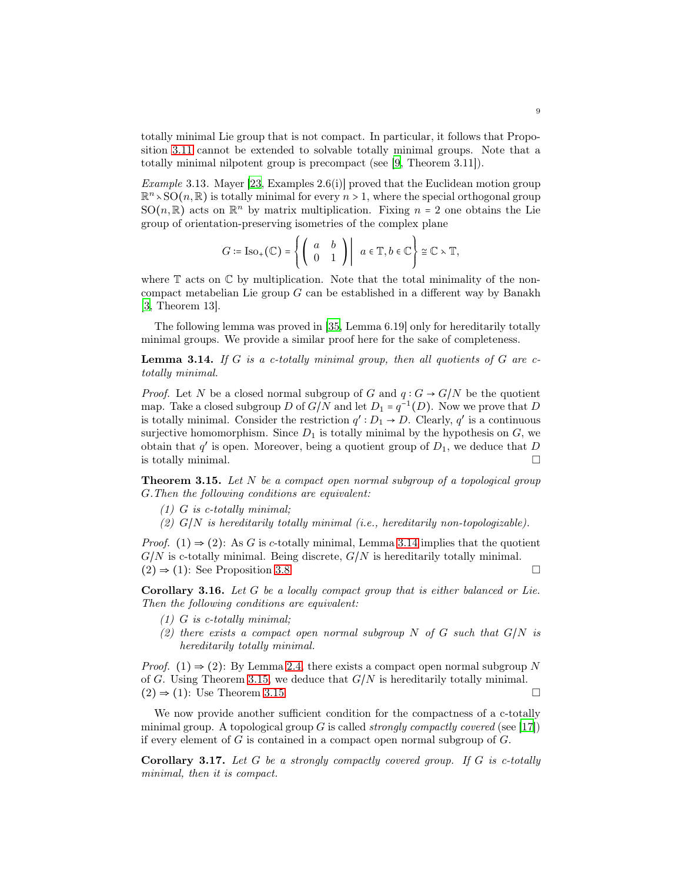totally minimal Lie group that is not compact. In particular, it follows that Proposition 3.11 cannot be extended to solvable totally minimal groups. Note that a totally minimal nilpotent group is precompact (see [9, Theorem 3.11]).

*Example* 3.13. Mayer [23, Examples 2.6(i)] proved that the Euclidean motion group $\mathbb{R}^n \rtimes \mathrm{SO}(n, \mathbb{R})$ is totally minimal for every $n > 1$, where the special orthogonal group $\mathrm{SO}(n, \mathbb{R})$ acts on $\mathbb{R}^n$ by matrix multiplication. Fixing $n = 2$ one obtains the Lie group of orientation-preserving isometries of the complex plane

$$G := \mathrm{Iso}_+(\mathbb{C}) = \left\{ \left( \begin{array}{cc} a & b \\ 0 & 1 \end{array} \right) \middle| \; a \in \mathbb{T}, b \in \mathbb{C} \right\} \cong \mathbb{C} \rtimes \mathbb{T},$$

where $\mathbb{T}$ acts on $\mathbb{C}$ by multiplication. Note that the total minimality of the non-compact metabelian Lie group $G$ can be established in a different way by Banakh [3, Theorem 13].

The following lemma was proved in [35, Lemma 6.19] only for hereditarily totally minimal groups. We provide a similar proof here for the sake of completeness.

**Lemma 3.14.** *If $G$ is a c-totally minimal group, then all quotients of $G$ are c-totally minimal.*

*Proof.* Let $N$ be a closed normal subgroup of $G$ and $q : G \to G/N$ be the quotient map. Take a closed subgroup $D$ of $G/N$ and let $D_1 = q^{-1}(D)$. Now we prove that $D$ is totally minimal. Consider the restriction $q' : D_1 \to D$. Clearly, $q'$ is a continuous surjective homomorphism. Since $D_1$ is totally minimal by the hypothesis on $G$, we obtain that $q'$ is open. Moreover, being a quotient group of $D_1$, we deduce that $D$ is totally minimal. □

**Theorem 3.15.** *Let $N$ be a compact open normal subgroup of a topological group $G$. Then the following conditions are equivalent:*

*(1) $G$ is c-totally minimal;*
*(2) $G/N$ is hereditarily totally minimal (i.e., hereditarily non-topologizable).*

*Proof.* (1) ⇒ (2): As $G$ is *c*-totally minimal, Lemma 3.14 implies that the quotient $G/N$ is c-totally minimal. Being discrete, $G/N$ is hereditarily totally minimal.
(2) ⇒ (1): See Proposition 3.8. □

**Corollary 3.16.** *Let $G$ be a locally compact group that is either balanced or Lie. Then the following conditions are equivalent:*

*(1) $G$ is c-totally minimal;*
*(2) there exists a compact open normal subgroup $N$ of $G$ such that $G/N$ is hereditarily totally minimal.*

*Proof.* (1) ⇒ (2): By Lemma 2.4, there exists a compact open normal subgroup $N$ of $G$. Using Theorem 3.15, we deduce that $G/N$ is hereditarily totally minimal.
(2) ⇒ (1): Use Theorem 3.15. □

We now provide another sufficient condition for the compactness of a c-totally minimal group. A topological group $G$ is called *strongly compactly covered* (see [17]) if every element of $G$ is contained in a compact open normal subgroup of $G$.

**Corollary 3.17.** *Let $G$ be a strongly compactly covered group. If $G$ is c-totally minimal, then it is compact.*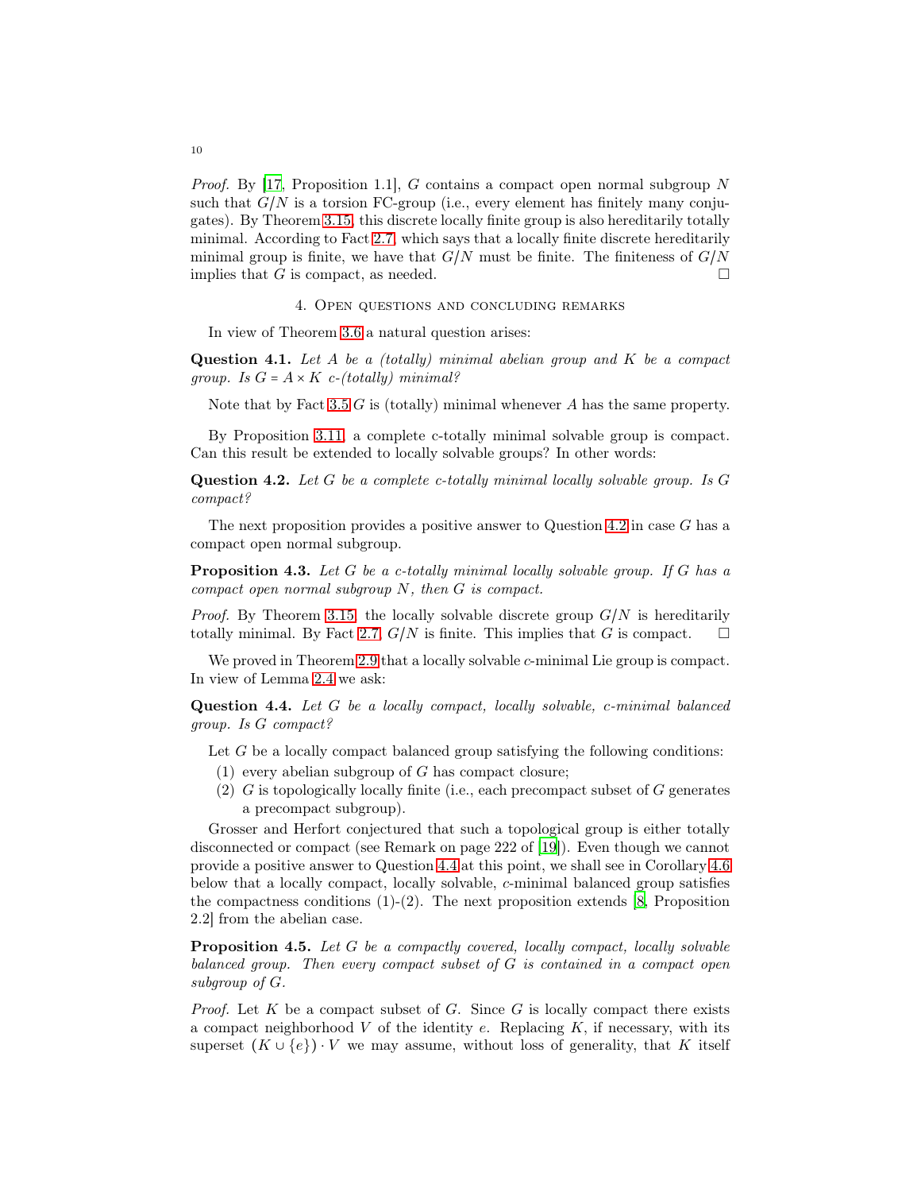*Proof.* By [17, Proposition 1.1], $G$ contains a compact open normal subgroup $N$ such that $G/N$ is a torsion FC-group (i.e., every element has finitely many conjugates). By Theorem 3.15, this discrete locally finite group is also hereditarily totally minimal. According to Fact 2.7, which says that a locally finite discrete hereditarily minimal group is finite, we have that $G/N$ must be finite. The finiteness of $G/N$ implies that $G$ is compact, as needed. □

## 4. Open questions and concluding remarks

In view of Theorem 3.6 a natural question arises:

**Question 4.1.** *Let $A$ be a (totally) minimal abelian group and $K$ be a compact group. Is $G = A \times K$ c-(totally) minimal?*

Note that by Fact 3.5 $G$ is (totally) minimal whenever $A$ has the same property.

By Proposition 3.11, a complete c-totally minimal solvable group is compact. Can this result be extended to locally solvable groups? In other words:

**Question 4.2.** *Let $G$ be a complete c-totally minimal locally solvable group. Is $G$ compact?*

The next proposition provides a positive answer to Question 4.2 in case $G$ has a compact open normal subgroup.

**Proposition 4.3.** *Let $G$ be a c-totally minimal locally solvable group. If $G$ has a compact open normal subgroup $N$, then $G$ is compact.*

*Proof.* By Theorem 3.15, the locally solvable discrete group $G/N$ is hereditarily totally minimal. By Fact 2.7, $G/N$ is finite. This implies that $G$ is compact. □

We proved in Theorem 2.9 that a locally solvable $c$-minimal Lie group is compact. In view of Lemma 2.4 we ask:

**Question 4.4.** *Let $G$ be a locally compact, locally solvable, c-minimal balanced group. Is $G$ compact?*

Let $G$ be a locally compact balanced group satisfying the following conditions:

1. every abelian subgroup of $G$ has compact closure;
2. $G$ is topologically locally finite (i.e., each precompact subset of $G$ generates a precompact subgroup).

Grosser and Herfort conjectured that such a topological group is either totally disconnected or compact (see Remark on page 222 of [19]). Even though we cannot provide a positive answer to Question 4.4 at this point, we shall see in Corollary 4.6 below that a locally compact, locally solvable, $c$-minimal balanced group satisfies the compactness conditions (1)-(2). The next proposition extends [8, Proposition 2.2] from the abelian case.

**Proposition 4.5.** *Let $G$ be a compactly covered, locally compact, locally solvable balanced group. Then every compact subset of $G$ is contained in a compact open subgroup of $G$.*

*Proof.* Let $K$ be a compact subset of $G$. Since $G$ is locally compact there exists a compact neighborhood $V$ of the identity $e$. Replacing $K$, if necessary, with its superset $(K \cup \{e\}) \cdot V$ we may assume, without loss of generality, that $K$ itself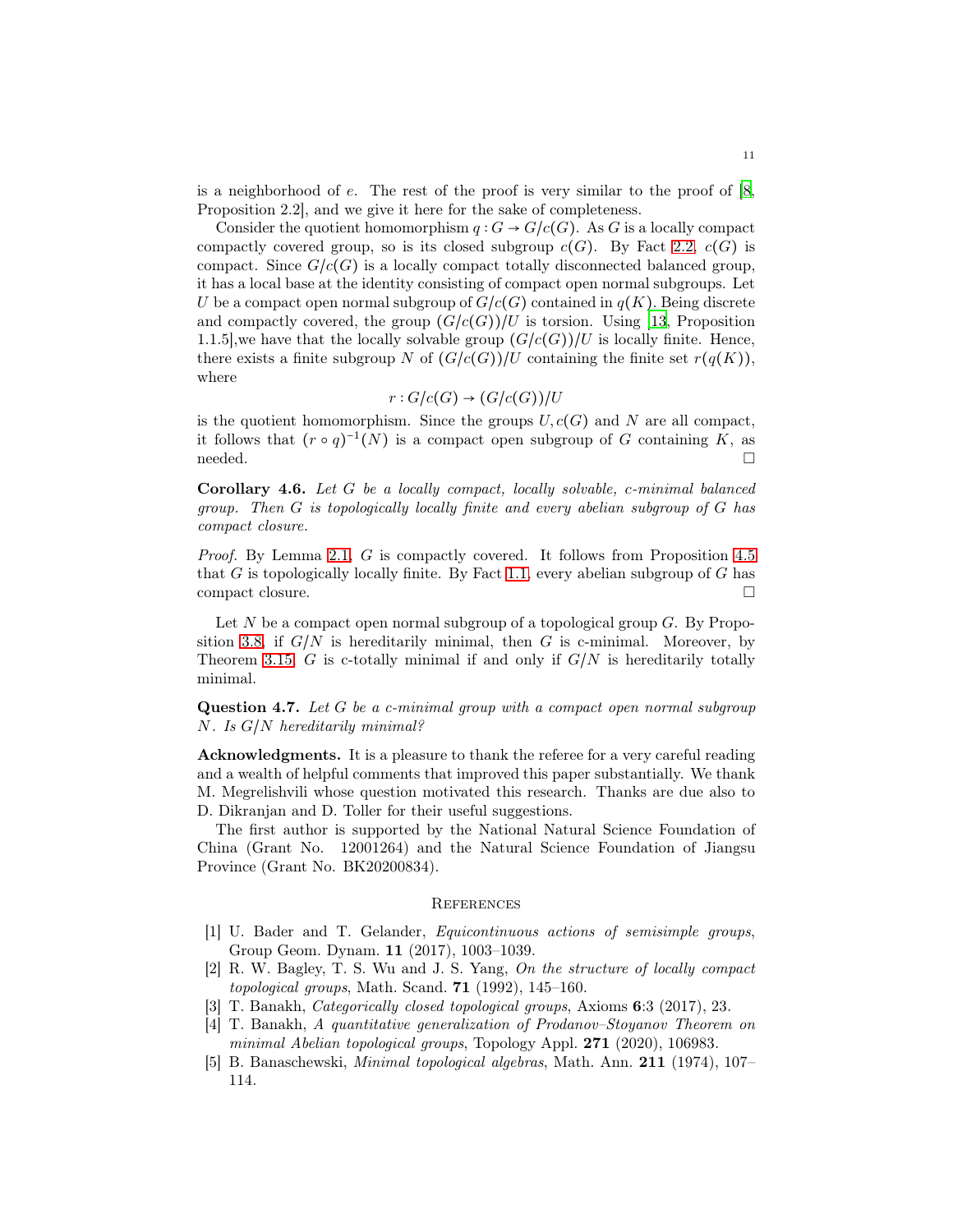is a neighborhood of $e$. The rest of the proof is very similar to the proof of [8, Proposition 2.2], and we give it here for the sake of completeness.

Consider the quotient homomorphism $q : G \to G/c(G)$. As $G$ is a locally compact compactly covered group, so is its closed subgroup $c(G)$. By Fact 2.2, $c(G)$ is compact. Since $G/c(G)$ is a locally compact totally disconnected balanced group, it has a local base at the identity consisting of compact open normal subgroups. Let $U$ be a compact open normal subgroup of $G/c(G)$ contained in $q(K)$. Being discrete and compactly covered, the group $(G/c(G))/U$ is torsion. Using [13, Proposition 1.1.5],we have that the locally solvable group $(G/c(G))/U$ is locally finite. Hence, there exists a finite subgroup $N$ of $(G/c(G))/U$ containing the finite set $r(q(K))$, where

$$r : G/c(G) \to (G/c(G))/U$$

is the quotient homomorphism. Since the groups $U, c(G)$ and $N$ are all compact, it follows that $(r \circ q)^{-1}(N)$ is a compact open subgroup of $G$ containing $K$, as needed. □

**Corollary 4.6.** *Let $G$ be a locally compact, locally solvable, c-minimal balanced group. Then $G$ is topologically locally finite and every abelian subgroup of $G$ has compact closure.*

*Proof.* By Lemma 2.1, $G$ is compactly covered. It follows from Proposition 4.5 that $G$ is topologically locally finite. By Fact 1.1, every abelian subgroup of $G$ has compact closure. □

Let $N$ be a compact open normal subgroup of a topological group $G$. By Proposition 3.8, if $G/N$ is hereditarily minimal, then $G$ is c-minimal. Moreover, by Theorem 3.15, $G$ is c-totally minimal if and only if $G/N$ is hereditarily totally minimal.

**Question 4.7.** *Let $G$ be a c-minimal group with a compact open normal subgroup $N$. Is $G/N$ hereditarily minimal?*

**Acknowledgments.** It is a pleasure to thank the referee for a very careful reading and a wealth of helpful comments that improved this paper substantially. We thank M. Megrelishvili whose question motivated this research. Thanks are due also to D. Dikranjan and D. Toller for their useful suggestions.

The first author is supported by the National Natural Science Foundation of China (Grant No. 12001264) and the Natural Science Foundation of Jiangsu Province (Grant No. BK20200834).

## References

[1] U. Bader and T. Gelander, *Equicontinuous actions of semisimple groups*, Group Geom. Dynam. **11** (2017), 1003–1039.

[2] R. W. Bagley, T. S. Wu and J. S. Yang, *On the structure of locally compact topological groups*, Math. Scand. **71** (1992), 145–160.

[3] T. Banakh, *Categorically closed topological groups*, Axioms **6**:3 (2017), 23.

[4] T. Banakh, *A quantitative generalization of Prodanov–Stoyanov Theorem on minimal Abelian topological groups*, Topology Appl. **271** (2020), 106983.

[5] B. Banaschewski, *Minimal topological algebras*, Math. Ann. **211** (1974), 107–114.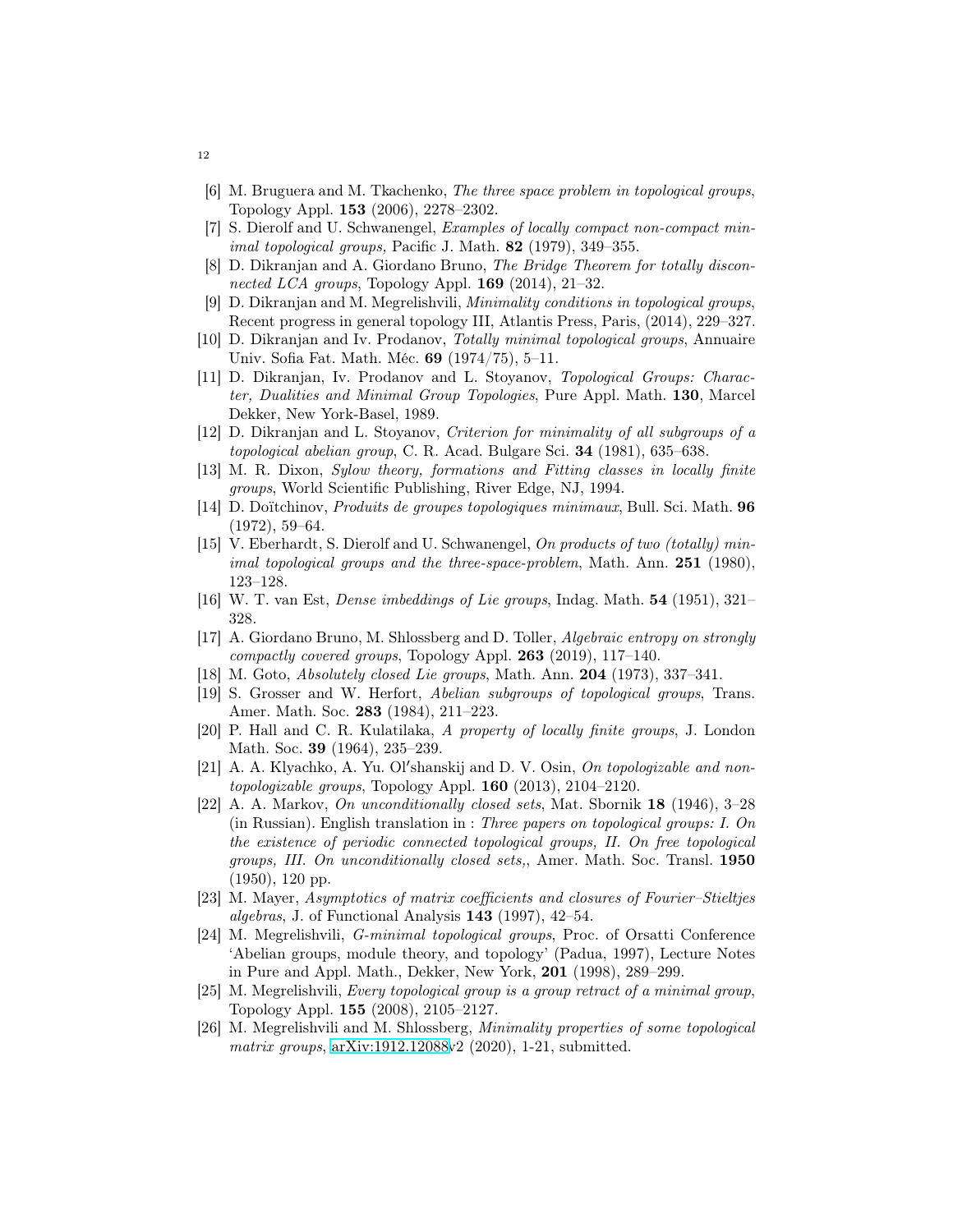[6] M. Bruguera and M. Tkachenko, *The three space problem in topological groups*, Topology Appl. **153** (2006), 2278–2302.

[7] S. Dierolf and U. Schwanengel, *Examples of locally compact non-compact minimal topological groups,* Pacific J. Math. **82** (1979), 349–355.

[8] D. Dikranjan and A. Giordano Bruno, *The Bridge Theorem for totally disconnected LCA groups*, Topology Appl. **169** (2014), 21–32.

[9] D. Dikranjan and M. Megrelishvili, *Minimality conditions in topological groups*, Recent progress in general topology III, Atlantis Press, Paris, (2014), 229–327.

[10] D. Dikranjan and Iv. Prodanov, *Totally minimal topological groups*, Annuaire Univ. Sofia Fat. Math. Méc. **69** (1974/75), 5–11.

[11] D. Dikranjan, Iv. Prodanov and L. Stoyanov, *Topological Groups: Character, Dualities and Minimal Group Topologies*, Pure Appl. Math. **130**, Marcel Dekker, New York-Basel, 1989.

[12] D. Dikranjan and L. Stoyanov, *Criterion for minimality of all subgroups of a topological abelian group*, C. R. Acad. Bulgare Sci. **34** (1981), 635–638.

[13] M. R. Dixon, *Sylow theory, formations and Fitting classes in locally finite groups*, World Scientific Publishing, River Edge, NJ, 1994.

[14] D. Doïtchinov, *Produits de groupes topologiques minimaux*, Bull. Sci. Math. **96** (1972), 59–64.

[15] V. Eberhardt, S. Dierolf and U. Schwanengel, *On products of two (totally) minimal topological groups and the three-space-problem*, Math. Ann. **251** (1980), 123–128.

[16] W. T. van Est, *Dense imbeddings of Lie groups*, Indag. Math. **54** (1951), 321–328.

[17] A. Giordano Bruno, M. Shlossberg and D. Toller, *Algebraic entropy on strongly compactly covered groups*, Topology Appl. **263** (2019), 117–140.

[18] M. Goto, *Absolutely closed Lie groups*, Math. Ann. **204** (1973), 337–341.

[19] S. Grosser and W. Herfort, *Abelian subgroups of topological groups*, Trans. Amer. Math. Soc. **283** (1984), 211–223.

[20] P. Hall and C. R. Kulatilaka, *A property of locally finite groups*, J. London Math. Soc. **39** (1964), 235–239.

[21] A. A. Klyachko, A. Yu. Olʹshanskij and D. V. Osin, *On topologizable and non-topologizable groups*, Topology Appl. **160** (2013), 2104–2120.

[22] A. A. Markov, *On unconditionally closed sets*, Mat. Sbornik **18** (1946), 3–28 (in Russian). English translation in : *Three papers on topological groups: I. On the existence of periodic connected topological groups, II. On free topological groups, III. On unconditionally closed sets,*, Amer. Math. Soc. Transl. **1950** (1950), 120 pp.

[23] M. Mayer, *Asymptotics of matrix coefficients and closures of Fourier–Stieltjes algebras*, J. of Functional Analysis **143** (1997), 42–54.

[24] M. Megrelishvili, *G-minimal topological groups*, Proc. of Orsatti Conference 'Abelian groups, module theory, and topology' (Padua, 1997), Lecture Notes in Pure and Appl. Math., Dekker, New York, **201** (1998), 289–299.

[25] M. Megrelishvili, *Every topological group is a group retract of a minimal group*, Topology Appl. **155** (2008), 2105–2127.

[26] M. Megrelishvili and M. Shlossberg, *Minimality properties of some topological matrix groups*, arXiv:1912.12088v2 (2020), 1-21, submitted.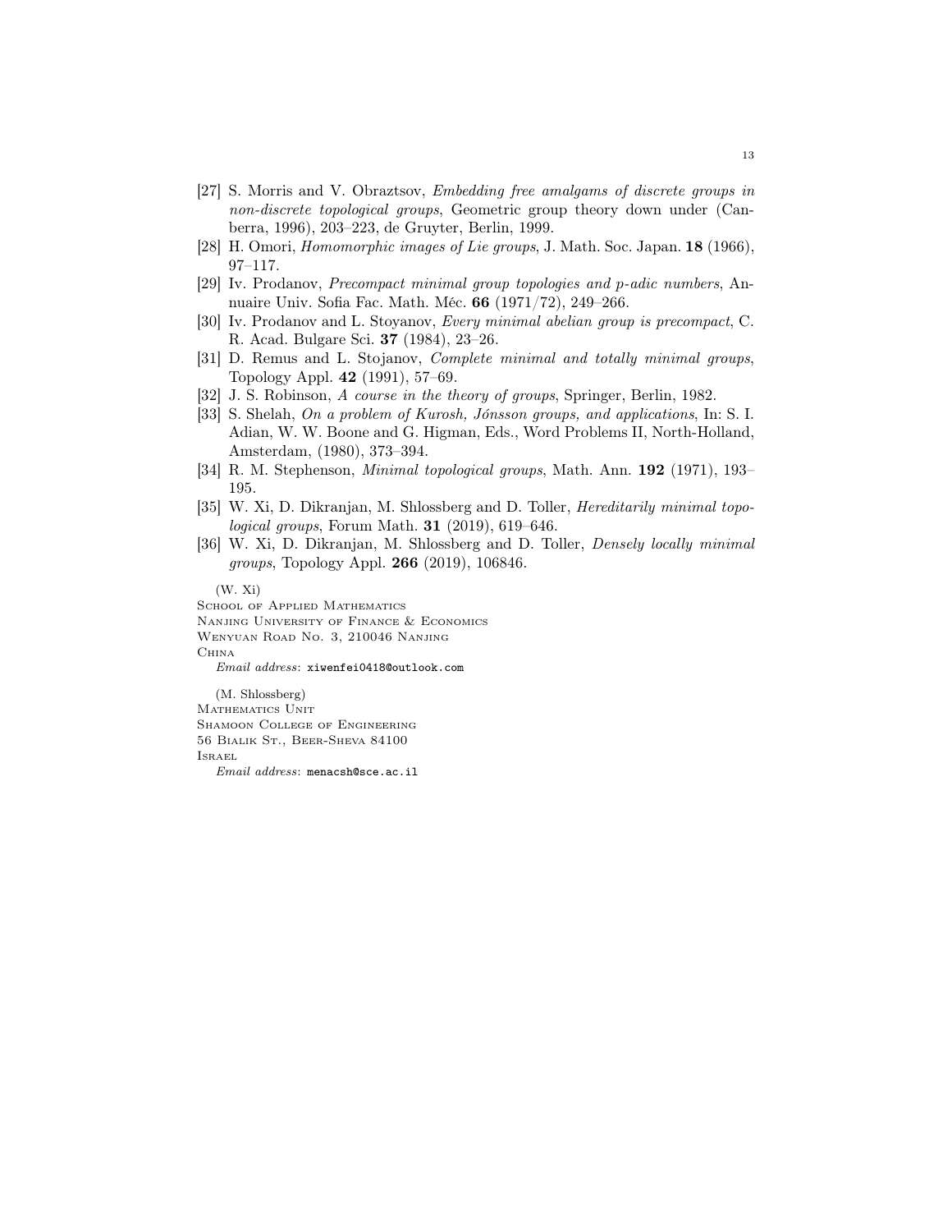[27] S. Morris and V. Obraztsov, *Embedding free amalgams of discrete groups in non-discrete topological groups*, Geometric group theory down under (Canberra, 1996), 203–223, de Gruyter, Berlin, 1999.

[28] H. Omori, *Homomorphic images of Lie groups*, J. Math. Soc. Japan. **18** (1966), 97–117.

[29] Iv. Prodanov, *Precompact minimal group topologies and p-adic numbers*, Annuaire Univ. Sofia Fac. Math. Méc. **66** (1971/72), 249–266.

[30] Iv. Prodanov and L. Stoyanov, *Every minimal abelian group is precompact*, C. R. Acad. Bulgare Sci. **37** (1984), 23–26.

[31] D. Remus and L. Stojanov, *Complete minimal and totally minimal groups*, Topology Appl. **42** (1991), 57–69.

[32] J. S. Robinson, *A course in the theory of groups*, Springer, Berlin, 1982.

[33] S. Shelah, *On a problem of Kurosh, Jónsson groups, and applications*, In: S. I. Adian, W. W. Boone and G. Higman, Eds., Word Problems II, North-Holland, Amsterdam, (1980), 373–394.

[34] R. M. Stephenson, *Minimal topological groups*, Math. Ann. **192** (1971), 193–195.

[35] W. Xi, D. Dikranjan, M. Shlossberg and D. Toller, *Hereditarily minimal topological groups*, Forum Math. **31** (2019), 619–646.

[36] W. Xi, D. Dikranjan, M. Shlossberg and D. Toller, *Densely locally minimal groups*, Topology Appl. **266** (2019), 106846.

(W. Xi)
School of Applied Mathematics
Nanjing University of Finance & Economics
Wenyuan Road No. 3, 210046 Nanjing
China
*Email address*: xiwenfei0418@outlook.com

(M. Shlossberg)
Mathematics Unit
Shamoon College of Engineering
56 Bialik St., Beer-Sheva 84100
Israel
*Email address*: menacsh@sce.ac.il